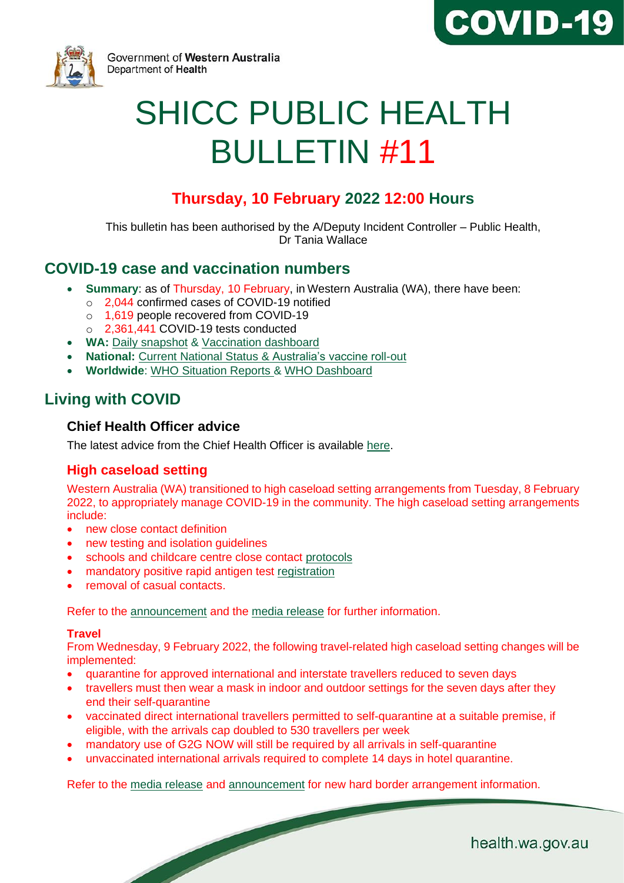Government of Western Australia
Department of Health

COVID-19

# SHICC PUBLIC HEALTH BULLETIN #11

### Thursday, 10 February 2022 12:00 Hours

This bulletin has been authorised by the A/Deputy Incident Controller – Public Health, Dr Tania Wallace

## COVID-19 case and vaccination numbers

- **Summary**: as of Thursday, 10 February, in Western Australia (WA), there have been:
  - 2,044 confirmed cases of COVID-19 notified
  - 1,619 people recovered from COVID-19
  - 2,361,441 COVID-19 tests conducted
- **WA:** Daily snapshot & Vaccination dashboard
- **National:** Current National Status & Australia's vaccine roll-out
- **Worldwide**: WHO Situation Reports & WHO Dashboard

## Living with COVID

### Chief Health Officer advice

The latest advice from the Chief Health Officer is available here.

### High caseload setting

Western Australia (WA) transitioned to high caseload setting arrangements from Tuesday, 8 February 2022, to appropriately manage COVID-19 in the community. The high caseload setting arrangements include:

- new close contact definition
- new testing and isolation guidelines
- schools and childcare centre close contact protocols
- mandatory positive rapid antigen test registration
- removal of casual contacts.

Refer to the announcement and the media release for further information.

**Travel**

From Wednesday, 9 February 2022, the following travel-related high caseload setting changes will be implemented:

- quarantine for approved international and interstate travellers reduced to seven days
- travellers must then wear a mask in indoor and outdoor settings for the seven days after they end their self-quarantine
- vaccinated direct international travellers permitted to self-quarantine at a suitable premise, if eligible, with the arrivals cap doubled to 530 travellers per week
- mandatory use of G2G NOW will still be required by all arrivals in self-quarantine
- unvaccinated international arrivals required to complete 14 days in hotel quarantine.

Refer to the media release and announcement for new hard border arrangement information.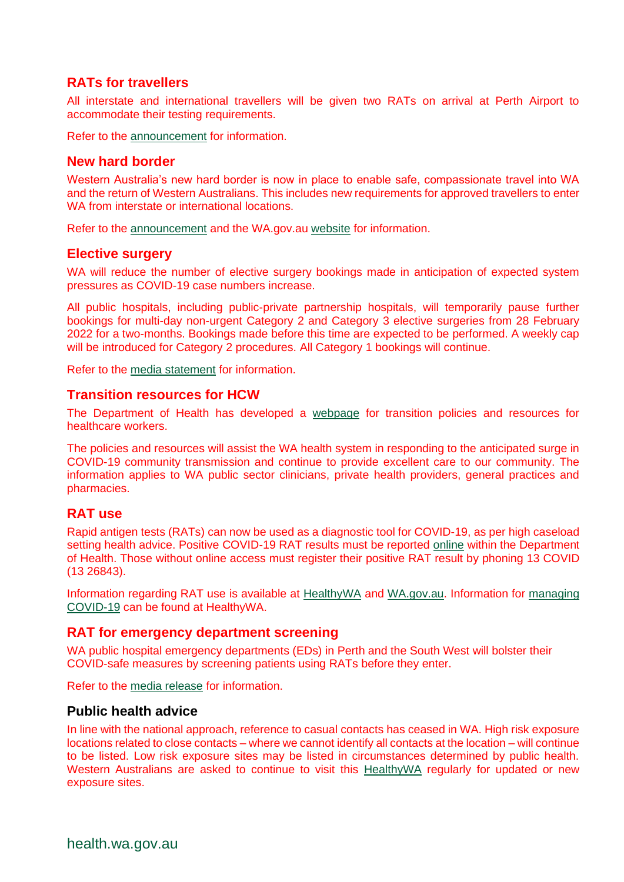## RATs for travellers

All interstate and international travellers will be given two RATs on arrival at Perth Airport to accommodate their testing requirements.

Refer to the announcement for information.

## New hard border

Western Australia's new hard border is now in place to enable safe, compassionate travel into WA and the return of Western Australians. This includes new requirements for approved travellers to enter WA from interstate or international locations.

Refer to the announcement and the WA.gov.au website for information.

## Elective surgery

WA will reduce the number of elective surgery bookings made in anticipation of expected system pressures as COVID-19 case numbers increase.

All public hospitals, including public-private partnership hospitals, will temporarily pause further bookings for multi-day non-urgent Category 2 and Category 3 elective surgeries from 28 February 2022 for a two-months. Bookings made before this time are expected to be performed. A weekly cap will be introduced for Category 2 procedures. All Category 1 bookings will continue.

Refer to the media statement for information.

## Transition resources for HCW

The Department of Health has developed a webpage for transition policies and resources for healthcare workers.

The policies and resources will assist the WA health system in responding to the anticipated surge in COVID-19 community transmission and continue to provide excellent care to our community. The information applies to WA public sector clinicians, private health providers, general practices and pharmacies.

## RAT use

Rapid antigen tests (RATs) can now be used as a diagnostic tool for COVID-19, as per high caseload setting health advice. Positive COVID-19 RAT results must be reported online within the Department of Health. Those without online access must register their positive RAT result by phoning 13 COVID (13 26843).

Information regarding RAT use is available at HealthyWA and WA.gov.au. Information for managing COVID-19 can be found at HealthyWA.

## RAT for emergency department screening

WA public hospital emergency departments (EDs) in Perth and the South West will bolster their COVID-safe measures by screening patients using RATs before they enter.

Refer to the media release for information.

## Public health advice

In line with the national approach, reference to casual contacts has ceased in WA. High risk exposure locations related to close contacts – where we cannot identify all contacts at the location – will continue to be listed. Low risk exposure sites may be listed in circumstances determined by public health. Western Australians are asked to continue to visit this HealthyWA regularly for updated or new exposure sites.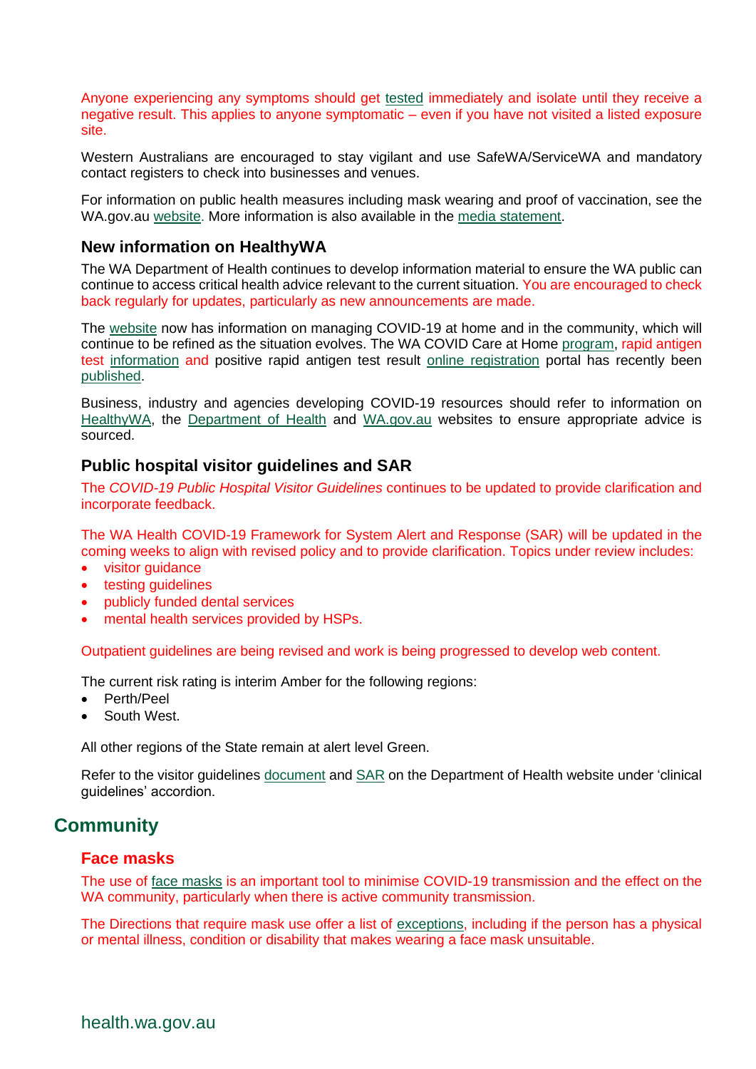Anyone experiencing any symptoms should get tested immediately and isolate until they receive a negative result. This applies to anyone symptomatic – even if you have not visited a listed exposure site.

Western Australians are encouraged to stay vigilant and use SafeWA/ServiceWA and mandatory contact registers to check into businesses and venues.

For information on public health measures including mask wearing and proof of vaccination, see the WA.gov.au website. More information is also available in the media statement.

### New information on HealthyWA

The WA Department of Health continues to develop information material to ensure the WA public can continue to access critical health advice relevant to the current situation. You are encouraged to check back regularly for updates, particularly as new announcements are made.

The website now has information on managing COVID-19 at home and in the community, which will continue to be refined as the situation evolves. The WA COVID Care at Home program, rapid antigen test information and positive rapid antigen test result online registration portal has recently been published.

Business, industry and agencies developing COVID-19 resources should refer to information on HealthyWA, the Department of Health and WA.gov.au websites to ensure appropriate advice is sourced.

### Public hospital visitor guidelines and SAR

The *COVID-19 Public Hospital Visitor Guidelines* continues to be updated to provide clarification and incorporate feedback.

The WA Health COVID-19 Framework for System Alert and Response (SAR) will be updated in the coming weeks to align with revised policy and to provide clarification. Topics under review includes:

- visitor guidance
- testing guidelines
- publicly funded dental services
- mental health services provided by HSPs.

Outpatient guidelines are being revised and work is being progressed to develop web content.

The current risk rating is interim Amber for the following regions:

- Perth/Peel
- South West.

All other regions of the State remain at alert level Green.

Refer to the visitor guidelines document and SAR on the Department of Health website under 'clinical guidelines' accordion.

## Community

### Face masks

The use of face masks is an important tool to minimise COVID-19 transmission and the effect on the WA community, particularly when there is active community transmission.

The Directions that require mask use offer a list of exceptions, including if the person has a physical or mental illness, condition or disability that makes wearing a face mask unsuitable.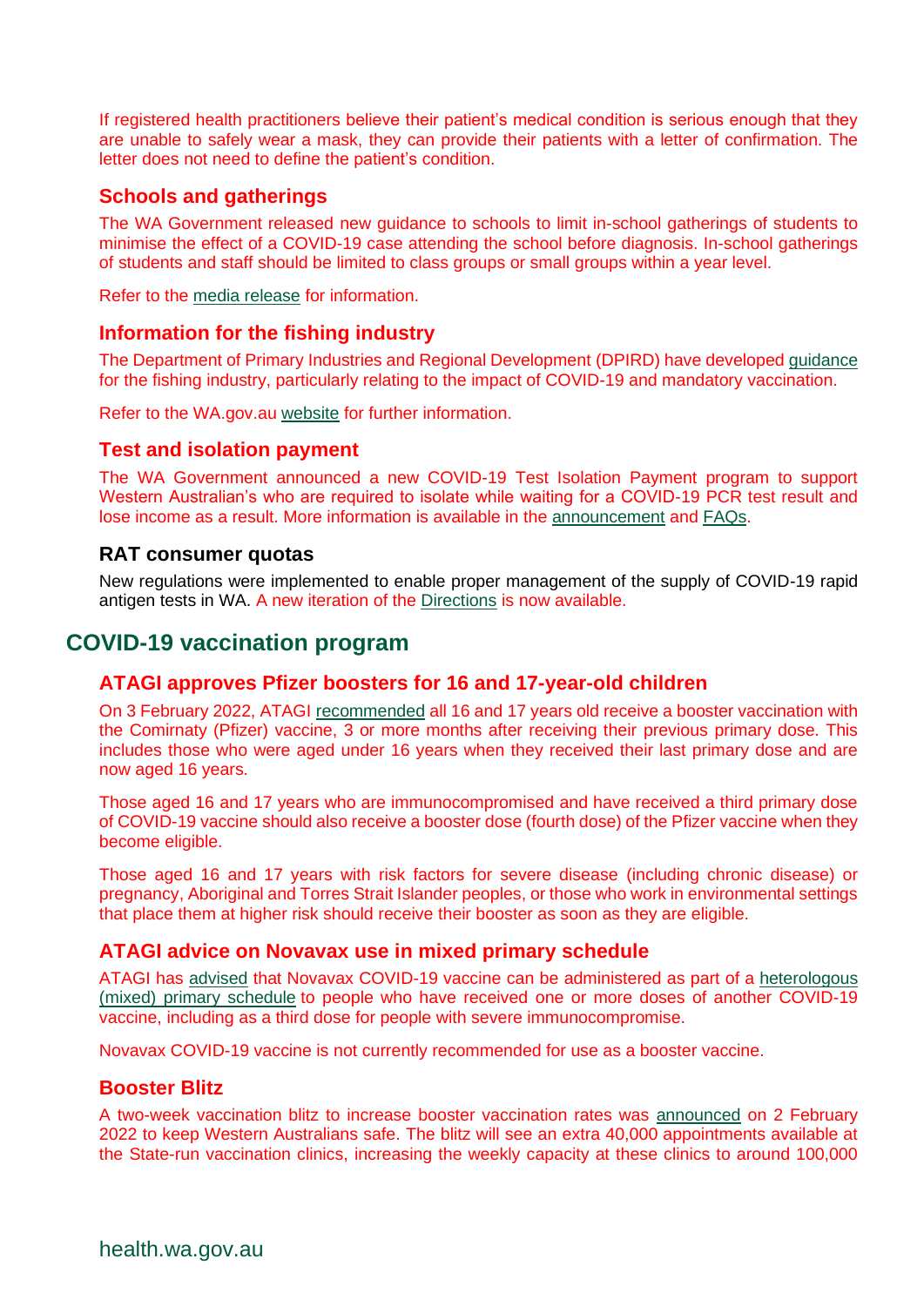If registered health practitioners believe their patient's medical condition is serious enough that they are unable to safely wear a mask, they can provide their patients with a letter of confirmation. The letter does not need to define the patient's condition.

### Schools and gatherings

The WA Government released new guidance to schools to limit in-school gatherings of students to minimise the effect of a COVID-19 case attending the school before diagnosis. In-school gatherings of students and staff should be limited to class groups or small groups within a year level.

Refer to the media release for information.

### Information for the fishing industry

The Department of Primary Industries and Regional Development (DPIRD) have developed guidance for the fishing industry, particularly relating to the impact of COVID-19 and mandatory vaccination.

Refer to the WA.gov.au website for further information.

### Test and isolation payment

The WA Government announced a new COVID-19 Test Isolation Payment program to support Western Australian's who are required to isolate while waiting for a COVID-19 PCR test result and lose income as a result. More information is available in the announcement and FAQs.

### RAT consumer quotas

New regulations were implemented to enable proper management of the supply of COVID-19 rapid antigen tests in WA. A new iteration of the Directions is now available.

## COVID-19 vaccination program

### ATAGI approves Pfizer boosters for 16 and 17-year-old children

On 3 February 2022, ATAGI recommended all 16 and 17 years old receive a booster vaccination with the Comirnaty (Pfizer) vaccine, 3 or more months after receiving their previous primary dose. This includes those who were aged under 16 years when they received their last primary dose and are now aged 16 years.

Those aged 16 and 17 years who are immunocompromised and have received a third primary dose of COVID-19 vaccine should also receive a booster dose (fourth dose) of the Pfizer vaccine when they become eligible.

Those aged 16 and 17 years with risk factors for severe disease (including chronic disease) or pregnancy, Aboriginal and Torres Strait Islander peoples, or those who work in environmental settings that place them at higher risk should receive their booster as soon as they are eligible.

### ATAGI advice on Novavax use in mixed primary schedule

ATAGI has advised that Novavax COVID-19 vaccine can be administered as part of a heterologous (mixed) primary schedule to people who have received one or more doses of another COVID-19 vaccine, including as a third dose for people with severe immunocompromise.

Novavax COVID-19 vaccine is not currently recommended for use as a booster vaccine.

### Booster Blitz

A two-week vaccination blitz to increase booster vaccination rates was announced on 2 February 2022 to keep Western Australians safe. The blitz will see an extra 40,000 appointments available at the State-run vaccination clinics, increasing the weekly capacity at these clinics to around 100,000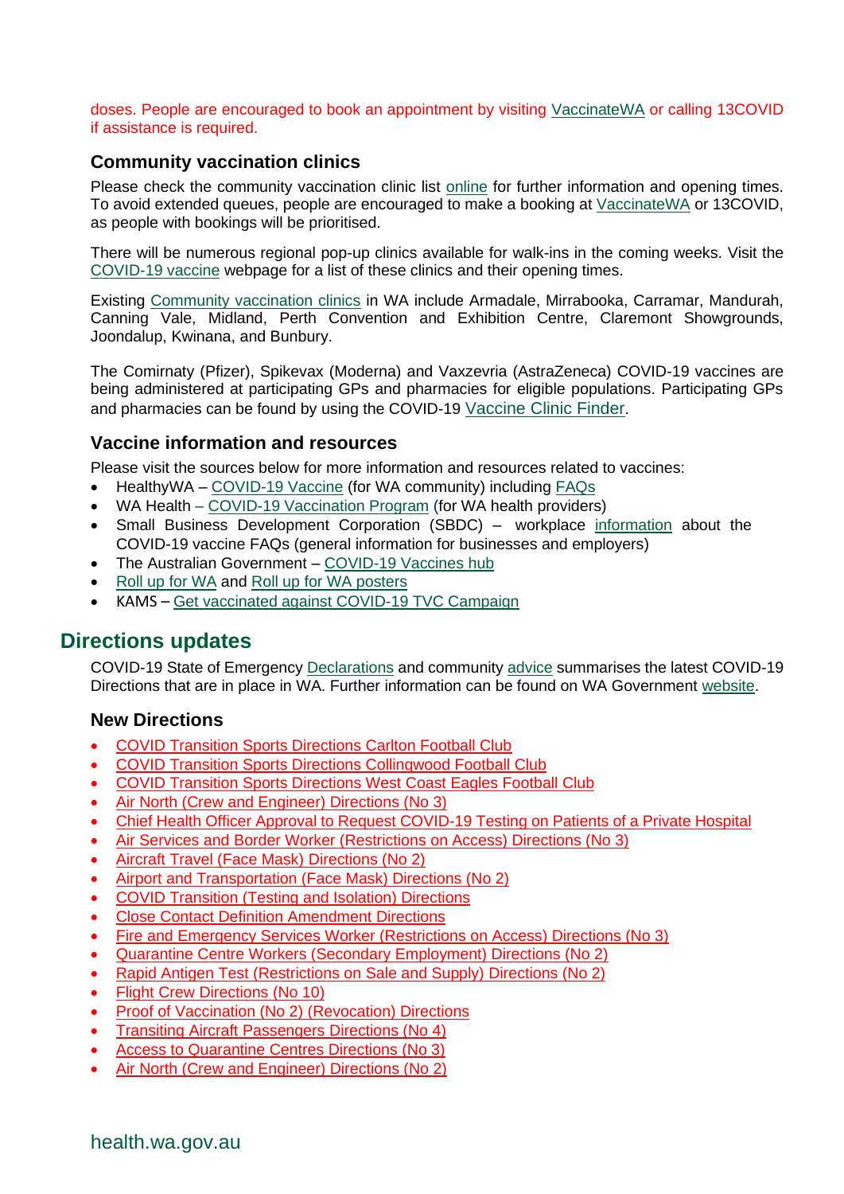doses. People are encouraged to book an appointment by visiting VaccinateWA or calling 13COVID if assistance is required.

### Community vaccination clinics

Please check the community vaccination clinic list online for further information and opening times. To avoid extended queues, people are encouraged to make a booking at VaccinateWA or 13COVID, as people with bookings will be prioritised.

There will be numerous regional pop-up clinics available for walk-ins in the coming weeks. Visit the COVID-19 vaccine webpage for a list of these clinics and their opening times.

Existing Community vaccination clinics in WA include Armadale, Mirrabooka, Carramar, Mandurah, Canning Vale, Midland, Perth Convention and Exhibition Centre, Claremont Showgrounds, Joondalup, Kwinana, and Bunbury.

The Comirnaty (Pfizer), Spikevax (Moderna) and Vaxzevria (AstraZeneca) COVID-19 vaccines are being administered at participating GPs and pharmacies for eligible populations. Participating GPs and pharmacies can be found by using the COVID-19 Vaccine Clinic Finder.

### Vaccine information and resources

Please visit the sources below for more information and resources related to vaccines:

- HealthyWA – COVID-19 Vaccine (for WA community) including FAQs
- WA Health – COVID-19 Vaccination Program (for WA health providers)
- Small Business Development Corporation (SBDC) – workplace information about the COVID-19 vaccine FAQs (general information for businesses and employers)
- The Australian Government – COVID-19 Vaccines hub
- Roll up for WA and Roll up for WA posters
- KAMS – Get vaccinated against COVID-19 TVC Campaign

## Directions updates

COVID-19 State of Emergency Declarations and community advice summarises the latest COVID-19 Directions that are in place in WA. Further information can be found on WA Government website.

### New Directions

- COVID Transition Sports Directions Carlton Football Club
- COVID Transition Sports Directions Collingwood Football Club
- COVID Transition Sports Directions West Coast Eagles Football Club
- Air North (Crew and Engineer) Directions (No 3)
- Chief Health Officer Approval to Request COVID-19 Testing on Patients of a Private Hospital
- Air Services and Border Worker (Restrictions on Access) Directions (No 3)
- Aircraft Travel (Face Mask) Directions (No 2)
- Airport and Transportation (Face Mask) Directions (No 2)
- COVID Transition (Testing and Isolation) Directions
- Close Contact Definition Amendment Directions
- Fire and Emergency Services Worker (Restrictions on Access) Directions (No 3)
- Quarantine Centre Workers (Secondary Employment) Directions (No 2)
- Rapid Antigen Test (Restrictions on Sale and Supply) Directions (No 2)
- Flight Crew Directions (No 10)
- Proof of Vaccination (No 2) (Revocation) Directions
- Transiting Aircraft Passengers Directions (No 4)
- Access to Quarantine Centres Directions (No 3)
- Air North (Crew and Engineer) Directions (No 2)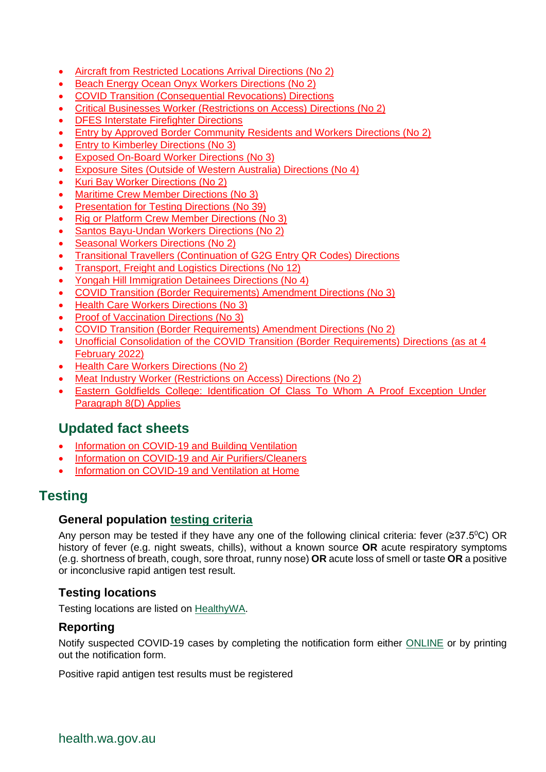- Aircraft from Restricted Locations Arrival Directions (No 2)
- Beach Energy Ocean Onyx Workers Directions (No 2)
- COVID Transition (Consequential Revocations) Directions
- Critical Businesses Worker (Restrictions on Access) Directions (No 2)
- DFES Interstate Firefighter Directions
- Entry by Approved Border Community Residents and Workers Directions (No 2)
- Entry to Kimberley Directions (No 3)
- Exposed On-Board Worker Directions (No 3)
- Exposure Sites (Outside of Western Australia) Directions (No 4)
- Kuri Bay Worker Directions (No 2)
- Maritime Crew Member Directions (No 3)
- Presentation for Testing Directions (No 39)
- Rig or Platform Crew Member Directions (No 3)
- Santos Bayu-Undan Workers Directions (No 2)
- Seasonal Workers Directions (No 2)
- Transitional Travellers (Continuation of G2G Entry QR Codes) Directions
- Transport, Freight and Logistics Directions (No 12)
- Yongah Hill Immigration Detainees Directions (No 4)
- COVID Transition (Border Requirements) Amendment Directions (No 3)
- Health Care Workers Directions (No 3)
- Proof of Vaccination Directions (No 3)
- COVID Transition (Border Requirements) Amendment Directions (No 2)
- Unofficial Consolidation of the COVID Transition (Border Requirements) Directions (as at 4 February 2022)
- Health Care Workers Directions (No 2)
- Meat Industry Worker (Restrictions on Access) Directions (No 2)
- Eastern Goldfields College: Identification Of Class To Whom A Proof Exception Under Paragraph 8(D) Applies

## Updated fact sheets

- Information on COVID-19 and Building Ventilation
- Information on COVID-19 and Air Purifiers/Cleaners
- Information on COVID-19 and Ventilation at Home

# Testing

### General population testing criteria

Any person may be tested if they have any one of the following clinical criteria: fever (≥37.5$^0$C) OR history of fever (e.g. night sweats, chills), without a known source **OR** acute respiratory symptoms (e.g. shortness of breath, cough, sore throat, runny nose) **OR** acute loss of smell or taste **OR** a positive or inconclusive rapid antigen test result.

### Testing locations

Testing locations are listed on HealthyWA.

### Reporting

Notify suspected COVID-19 cases by completing the notification form either ONLINE or by printing out the notification form.

Positive rapid antigen test results must be registered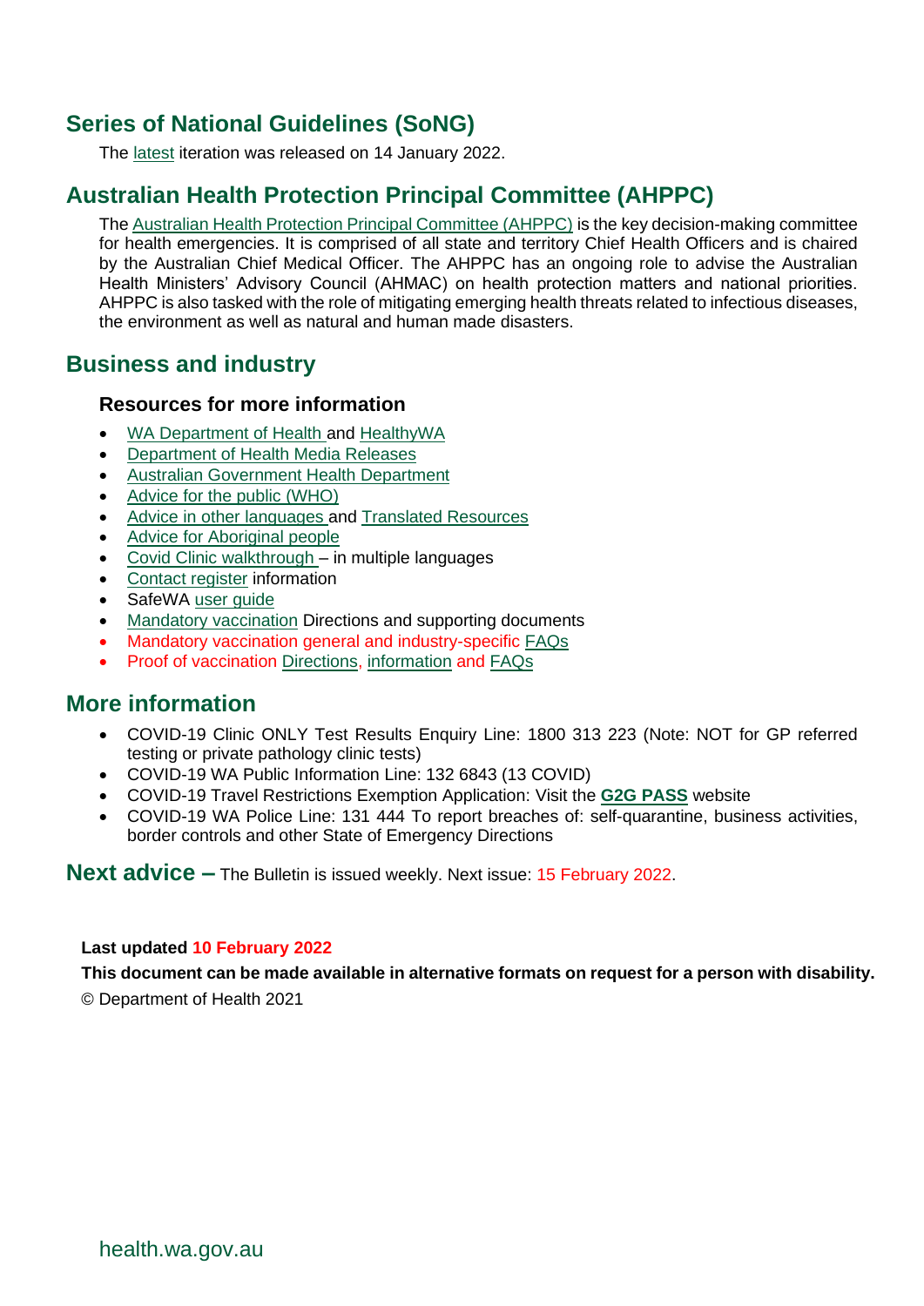## Series of National Guidelines (SoNG)

The latest iteration was released on 14 January 2022.

## Australian Health Protection Principal Committee (AHPPC)

The Australian Health Protection Principal Committee (AHPPC) is the key decision-making committee for health emergencies. It is comprised of all state and territory Chief Health Officers and is chaired by the Australian Chief Medical Officer. The AHPPC has an ongoing role to advise the Australian Health Ministers' Advisory Council (AHMAC) on health protection matters and national priorities. AHPPC is also tasked with the role of mitigating emerging health threats related to infectious diseases, the environment as well as natural and human made disasters.

## Business and industry

### Resources for more information

- WA Department of Health and HealthyWA
- Department of Health Media Releases
- Australian Government Health Department
- Advice for the public (WHO)
- Advice in other languages and Translated Resources
- Advice for Aboriginal people
- Covid Clinic walkthrough – in multiple languages
- Contact register information
- SafeWA user guide
- Mandatory vaccination Directions and supporting documents
- Mandatory vaccination general and industry-specific FAQs
- Proof of vaccination Directions, information and FAQs

## More information

- COVID-19 Clinic ONLY Test Results Enquiry Line: 1800 313 223 (Note: NOT for GP referred testing or private pathology clinic tests)
- COVID-19 WA Public Information Line: 132 6843 (13 COVID)
- COVID-19 Travel Restrictions Exemption Application: Visit the **G2G PASS** website
- COVID-19 WA Police Line: 131 444 To report breaches of: self-quarantine, business activities, border controls and other State of Emergency Directions

## Next advice – The Bulletin is issued weekly. Next issue: 15 February 2022.

**Last updated 10 February 2022**

**This document can be made available in alternative formats on request for a person with disability.**

© Department of Health 2021

health.wa.gov.au